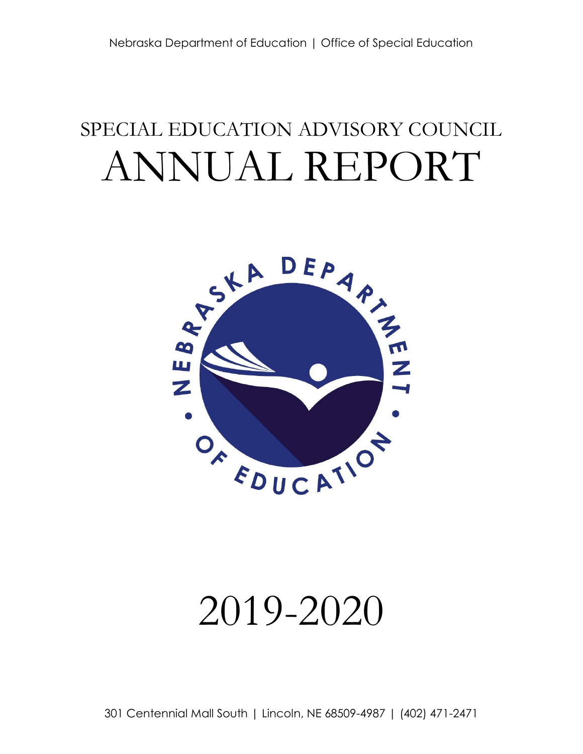Nebraska Department of Education | Office of Special Education

# SPECIAL EDUCATION ADVISORY COUNCIL
# ANNUAL REPORT

# 2019-2020

301 Centennial Mall South | Lincoln, NE 68509-4987 | (402) 471-2471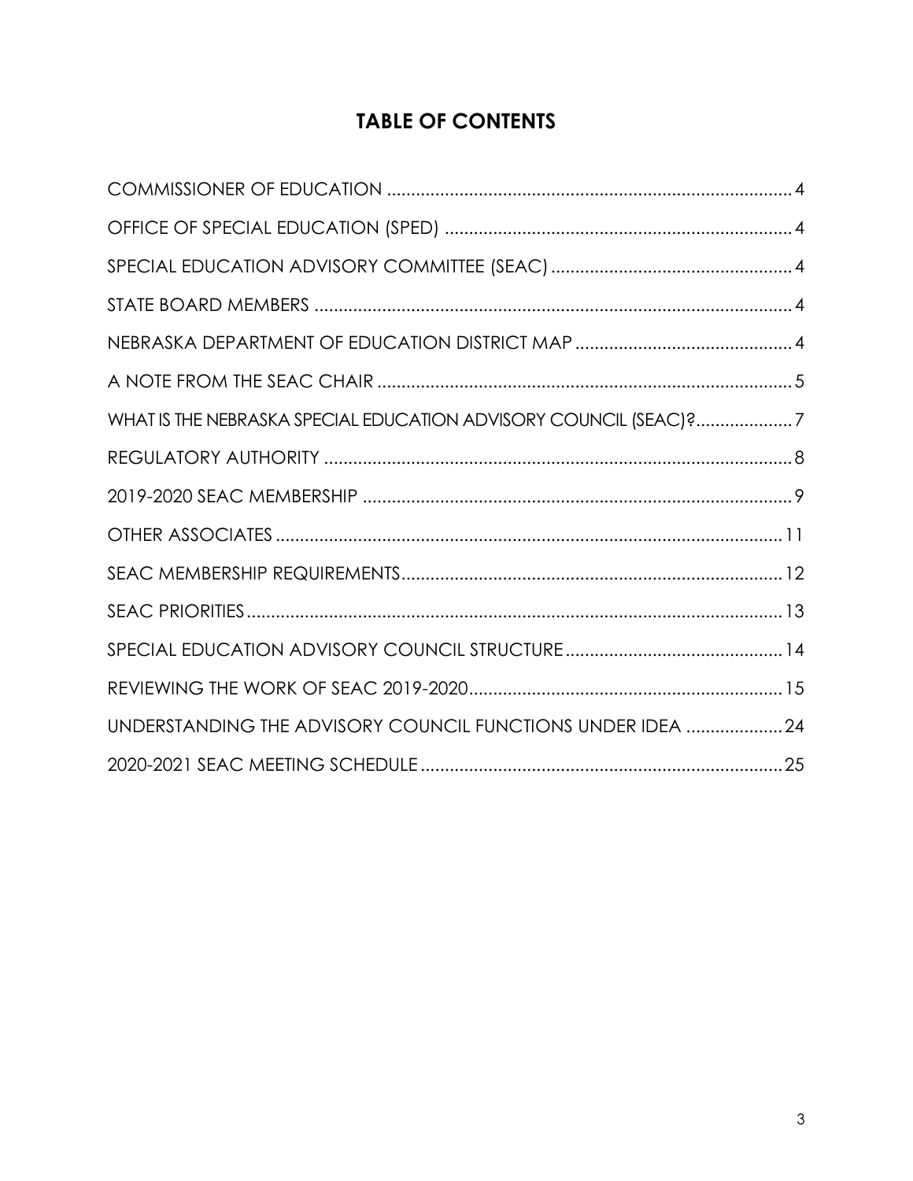# TABLE OF CONTENTS

COMMISSIONER OF EDUCATION .................................................................................... 4

OFFICE OF SPECIAL EDUCATION (SPED) ........................................................................ 4

SPECIAL EDUCATION ADVISORY COMMITTEE (SEAC) .................................................. 4

STATE BOARD MEMBERS .................................................................................................. 4

NEBRASKA DEPARTMENT OF EDUCATION DISTRICT MAP ............................................. 4

A NOTE FROM THE SEAC CHAIR ...................................................................................... 5

WHAT IS THE NEBRASKA SPECIAL EDUCATION ADVISORY COUNCIL (SEAC)?.................... 7

REGULATORY AUTHORITY ................................................................................................ 8

2019-2020 SEAC MEMBERSHIP ........................................................................................ 9

OTHER ASSOCIATES ......................................................................................................... 11

SEAC MEMBERSHIP REQUIREMENTS.............................................................................. 12

SEAC PRIORITIES ............................................................................................................... 13

SPECIAL EDUCATION ADVISORY COUNCIL STRUCTURE ............................................. 14

REVIEWING THE WORK OF SEAC 2019-2020................................................................. 15

UNDERSTANDING THE ADVISORY COUNCIL FUNCTIONS UNDER IDEA .................... 24

2020-2021 SEAC MEETING SCHEDULE ........................................................................... 25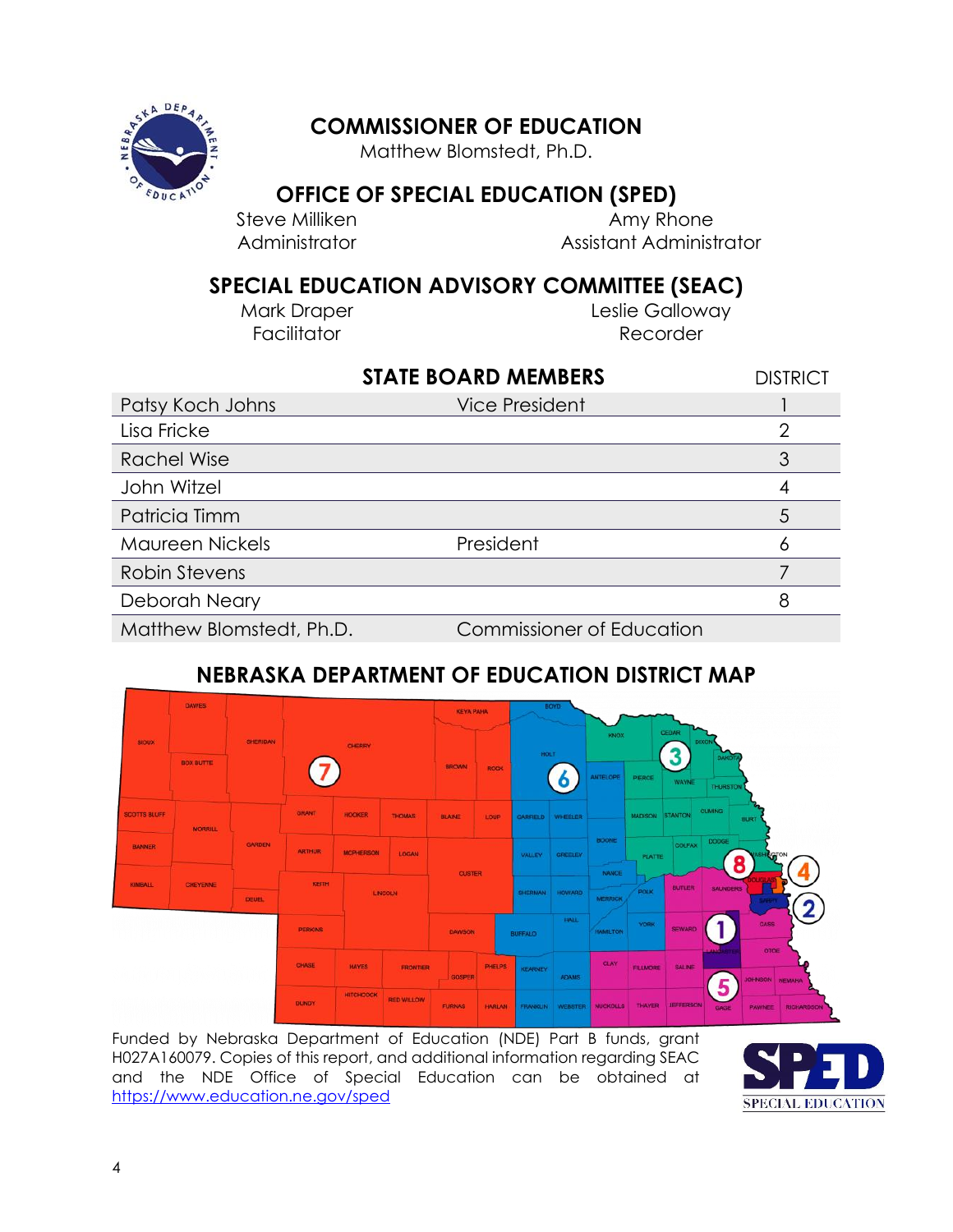## COMMISSIONER OF EDUCATION

Matthew Blomstedt, Ph.D.

## OFFICE OF SPECIAL EDUCATION (SPED)

Steve Milliken
Administrator

Amy Rhone
Assistant Administrator

## SPECIAL EDUCATION ADVISORY COMMITTEE (SEAC)

Mark Draper
Facilitator

Leslie Galloway
Recorder

| STATE BOARD MEMBERS | | DISTRICT |
|---|---|---|
| Patsy Koch Johns | Vice President | 1 |
| Lisa Fricke | | 2 |
| Rachel Wise | | 3 |
| John Witzel | | 4 |
| Patricia Timm | | 5 |
| Maureen Nickels | President | 6 |
| Robin Stevens | | 7 |
| Deborah Neary | | 8 |
| Matthew Blomstedt, Ph.D. | Commissioner of Education | |

## NEBRASKA DEPARTMENT OF EDUCATION DISTRICT MAP

Funded by Nebraska Department of Education (NDE) Part B funds, grant H027A160079. Copies of this report, and additional information regarding SEAC and the NDE Office of Special Education can be obtained at https://www.education.ne.gov/sped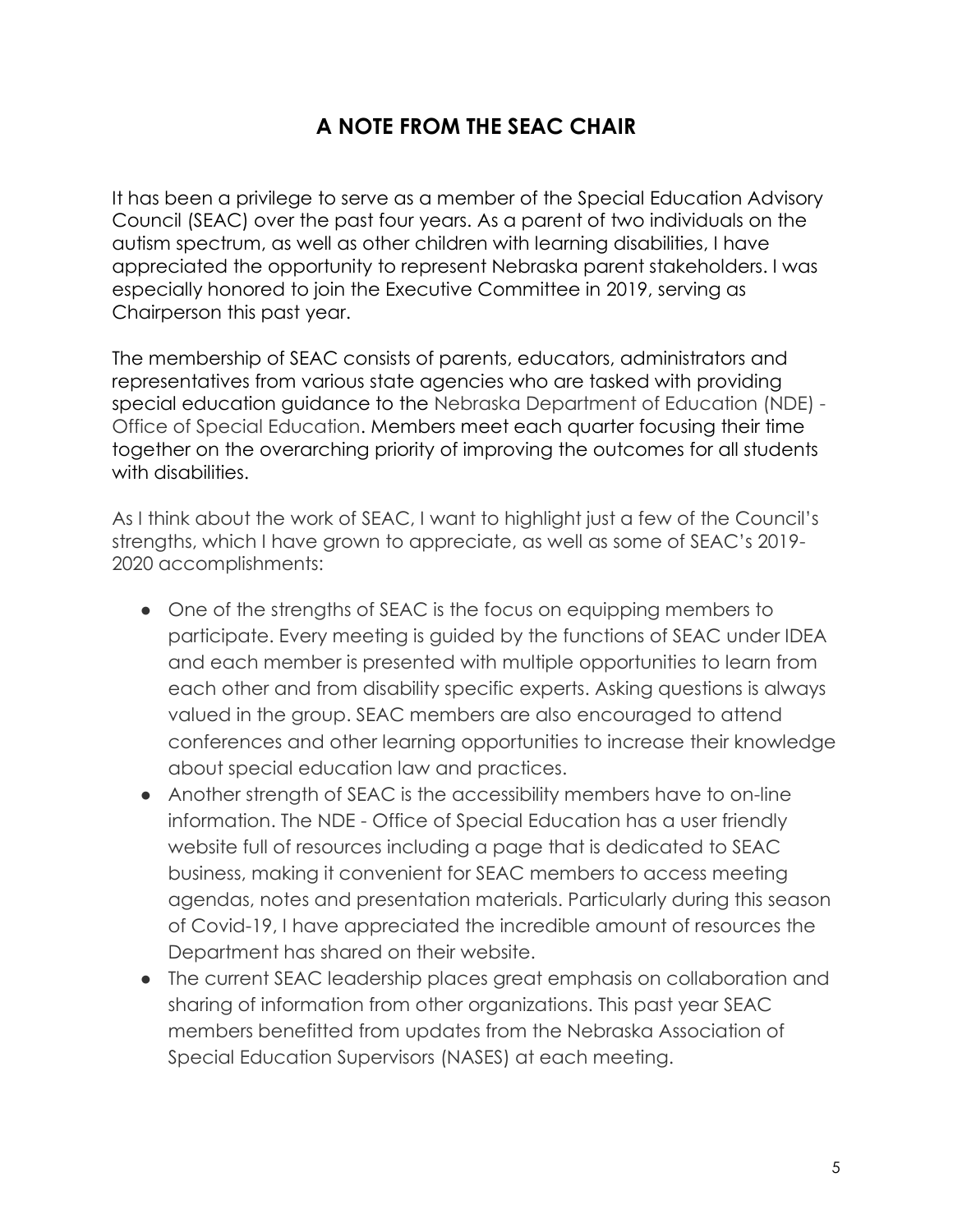# A NOTE FROM THE SEAC CHAIR

It has been a privilege to serve as a member of the Special Education Advisory Council (SEAC) over the past four years. As a parent of two individuals on the autism spectrum, as well as other children with learning disabilities, I have appreciated the opportunity to represent Nebraska parent stakeholders. I was especially honored to join the Executive Committee in 2019, serving as Chairperson this past year.

The membership of SEAC consists of parents, educators, administrators and representatives from various state agencies who are tasked with providing special education guidance to the Nebraska Department of Education (NDE) - Office of Special Education. Members meet each quarter focusing their time together on the overarching priority of improving the outcomes for all students with disabilities.

As I think about the work of SEAC, I want to highlight just a few of the Council's strengths, which I have grown to appreciate, as well as some of SEAC's 2019-2020 accomplishments:

- One of the strengths of SEAC is the focus on equipping members to participate. Every meeting is guided by the functions of SEAC under IDEA and each member is presented with multiple opportunities to learn from each other and from disability specific experts. Asking questions is always valued in the group. SEAC members are also encouraged to attend conferences and other learning opportunities to increase their knowledge about special education law and practices.
- Another strength of SEAC is the accessibility members have to on-line information. The NDE - Office of Special Education has a user friendly website full of resources including a page that is dedicated to SEAC business, making it convenient for SEAC members to access meeting agendas, notes and presentation materials. Particularly during this season of Covid-19, I have appreciated the incredible amount of resources the Department has shared on their website.
- The current SEAC leadership places great emphasis on collaboration and sharing of information from other organizations. This past year SEAC members benefitted from updates from the Nebraska Association of Special Education Supervisors (NASES) at each meeting.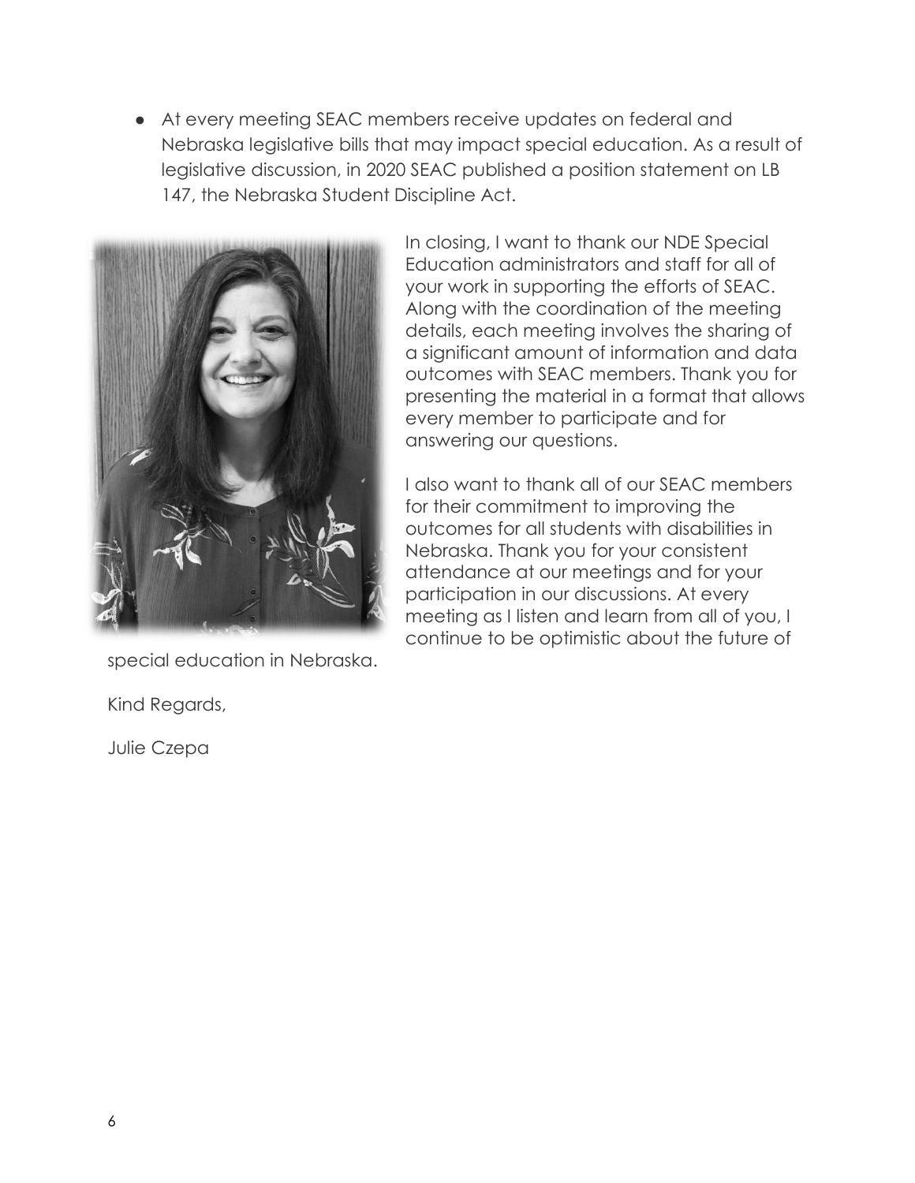- At every meeting SEAC members receive updates on federal and Nebraska legislative bills that may impact special education. As a result of legislative discussion, in 2020 SEAC published a position statement on LB 147, the Nebraska Student Discipline Act.

In closing, I want to thank our NDE Special Education administrators and staff for all of your work in supporting the efforts of SEAC. Along with the coordination of the meeting details, each meeting involves the sharing of a significant amount of information and data outcomes with SEAC members. Thank you for presenting the material in a format that allows every member to participate and for answering our questions.

I also want to thank all of our SEAC members for their commitment to improving the outcomes for all students with disabilities in Nebraska. Thank you for your consistent attendance at our meetings and for your participation in our discussions. At every meeting as I listen and learn from all of you, I continue to be optimistic about the future of special education in Nebraska.

Kind Regards,

Julie Czepa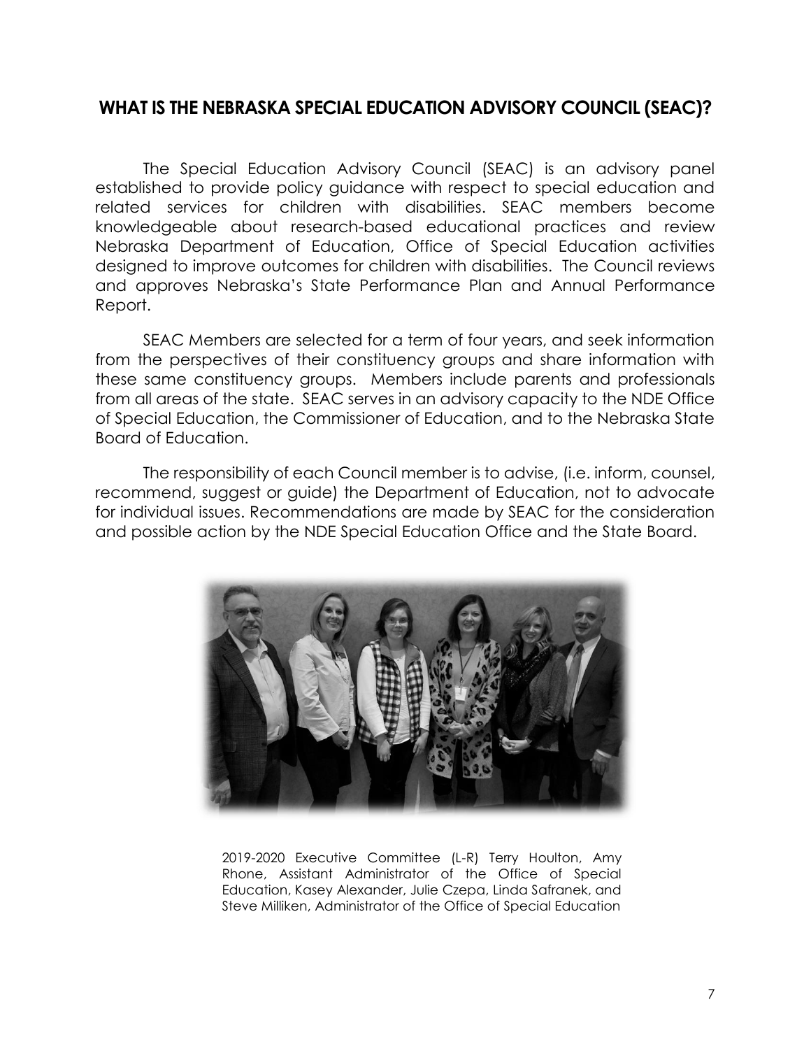## WHAT IS THE NEBRASKA SPECIAL EDUCATION ADVISORY COUNCIL (SEAC)?

The Special Education Advisory Council (SEAC) is an advisory panel established to provide policy guidance with respect to special education and related services for children with disabilities. SEAC members become knowledgeable about research-based educational practices and review Nebraska Department of Education, Office of Special Education activities designed to improve outcomes for children with disabilities. The Council reviews and approves Nebraska's State Performance Plan and Annual Performance Report.

SEAC Members are selected for a term of four years, and seek information from the perspectives of their constituency groups and share information with these same constituency groups. Members include parents and professionals from all areas of the state. SEAC serves in an advisory capacity to the NDE Office of Special Education, the Commissioner of Education, and to the Nebraska State Board of Education.

The responsibility of each Council member is to advise, (i.e. inform, counsel, recommend, suggest or guide) the Department of Education, not to advocate for individual issues. Recommendations are made by SEAC for the consideration and possible action by the NDE Special Education Office and the State Board.

2019-2020 Executive Committee (L-R) Terry Houlton, Amy Rhone, Assistant Administrator of the Office of Special Education, Kasey Alexander, Julie Czepa, Linda Safranek, and Steve Milliken, Administrator of the Office of Special Education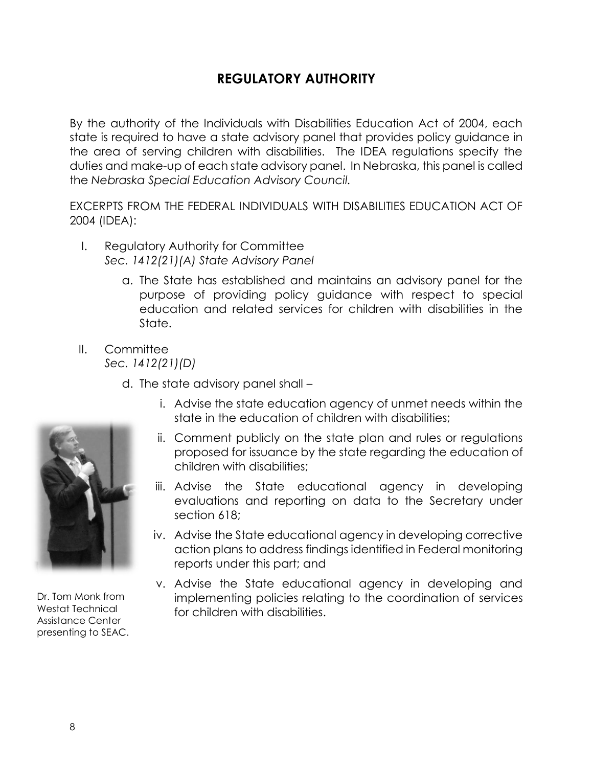## REGULATORY AUTHORITY

By the authority of the Individuals with Disabilities Education Act of 2004, each state is required to have a state advisory panel that provides policy guidance in the area of serving children with disabilities. The IDEA regulations specify the duties and make-up of each state advisory panel. In Nebraska, this panel is called the *Nebraska Special Education Advisory Council.*

EXCERPTS FROM THE FEDERAL INDIVIDUALS WITH DISABILITIES EDUCATION ACT OF 2004 (IDEA):

I. Regulatory Authority for Committee
   *Sec. 1412(21)(A) State Advisory Panel*

   a. The State has established and maintains an advisory panel for the purpose of providing policy guidance with respect to special education and related services for children with disabilities in the State.

II. Committee
   *Sec. 1412(21)(D)*

   d. The state advisory panel shall –

      i. Advise the state education agency of unmet needs within the state in the education of children with disabilities;

      ii. Comment publicly on the state plan and rules or regulations proposed for issuance by the state regarding the education of children with disabilities;

      iii. Advise the State educational agency in developing evaluations and reporting on data to the Secretary under section 618;

      iv. Advise the State educational agency in developing corrective action plans to address findings identified in Federal monitoring reports under this part; and

      v. Advise the State educational agency in developing and implementing policies relating to the coordination of services for children with disabilities.

Dr. Tom Monk from Westat Technical Assistance Center presenting to SEAC.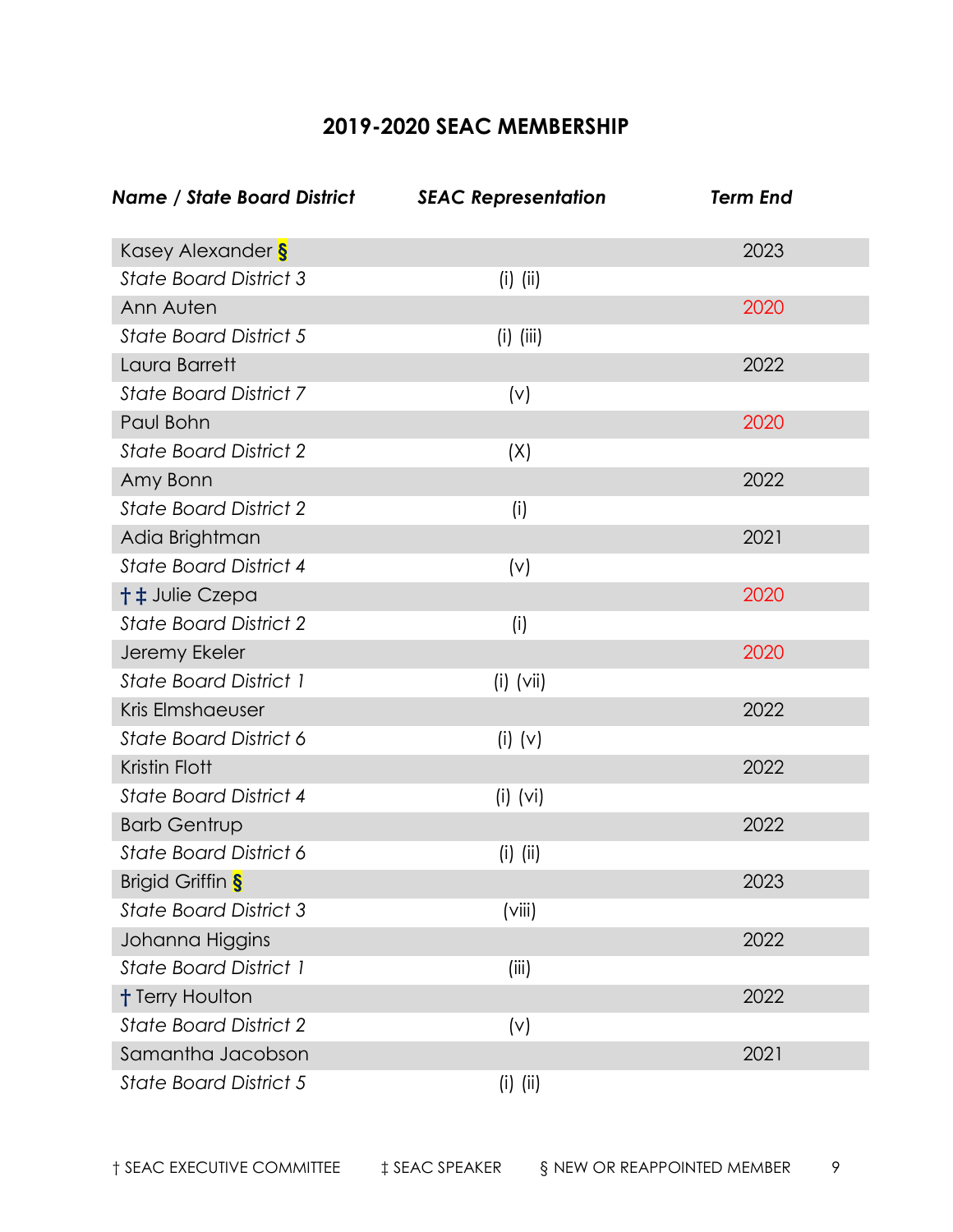## 2019-2020 SEAC MEMBERSHIP

| *Name / State Board District* | *SEAC Representation* | *Term End* |
|---|---|---|
| Kasey Alexander § | | 2023 |
| *State Board District 3* | (i) (ii) | |
| Ann Auten | | 2020 |
| *State Board District 5* | (i) (iii) | |
| Laura Barrett | | 2022 |
| *State Board District 7* | (v) | |
| Paul Bohn | | 2020 |
| *State Board District 2* | (X) | |
| Amy Bonn | | 2022 |
| *State Board District 2* | (i) | |
| Adia Brightman | | 2021 |
| *State Board District 4* | (v) | |
| † ‡ Julie Czepa | | 2020 |
| *State Board District 2* | (i) | |
| Jeremy Ekeler | | 2020 |
| *State Board District 1* | (i) (vii) | |
| Kris Elmshaeuser | | 2022 |
| *State Board District 6* | (i) (v) | |
| Kristin Flott | | 2022 |
| *State Board District 4* | (i) (vi) | |
| Barb Gentrup | | 2022 |
| *State Board District 6* | (i) (ii) | |
| Brigid Griffin § | | 2023 |
| *State Board District 3* | (viii) | |
| Johanna Higgins | | 2022 |
| *State Board District 1* | (iii) | |
| † Terry Houlton | | 2022 |
| *State Board District 2* | (v) | |
| Samantha Jacobson | | 2021 |
| *State Board District 5* | (i) (ii) | |

† SEAC EXECUTIVE COMMITTEE ‡ SEAC SPEAKER § NEW OR REAPPOINTED MEMBER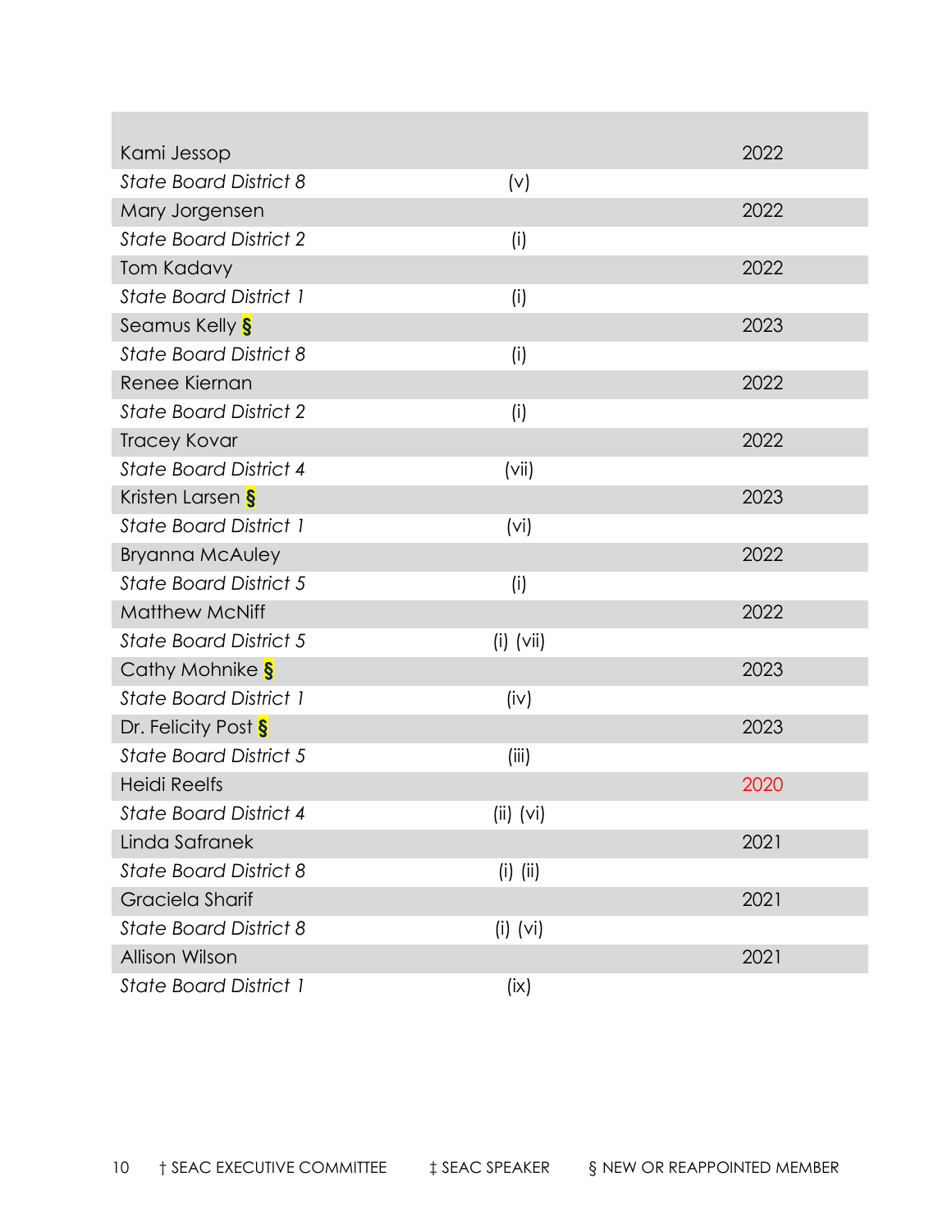| | | |
|---|---|---|
| Kami Jessop | | 2022 |
| *State Board District 8* | (v) | |
| Mary Jorgensen | | 2022 |
| *State Board District 2* | (i) | |
| Tom Kadavy | | 2022 |
| *State Board District 1* | (i) | |
| Seamus Kelly § | | 2023 |
| *State Board District 8* | (i) | |
| Renee Kiernan | | 2022 |
| *State Board District 2* | (i) | |
| Tracey Kovar | | 2022 |
| *State Board District 4* | (vii) | |
| Kristen Larsen § | | 2023 |
| *State Board District 1* | (vi) | |
| Bryanna McAuley | | 2022 |
| *State Board District 5* | (i) | |
| Matthew McNiff | | 2022 |
| *State Board District 5* | (i) (vii) | |
| Cathy Mohnike § | | 2023 |
| *State Board District 1* | (iv) | |
| Dr. Felicity Post § | | 2023 |
| *State Board District 5* | (iii) | |
| Heidi Reelfs | | 2020 |
| *State Board District 4* | (ii) (vi) | |
| Linda Safranek | | 2021 |
| *State Board District 8* | (i) (ii) | |
| Graciela Sharif | | 2021 |
| *State Board District 8* | (i) (vi) | |
| Allison Wilson | | 2021 |
| *State Board District 1* | (ix) | |

† SEAC EXECUTIVE COMMITTEE ‡ SEAC SPEAKER § NEW OR REAPPOINTED MEMBER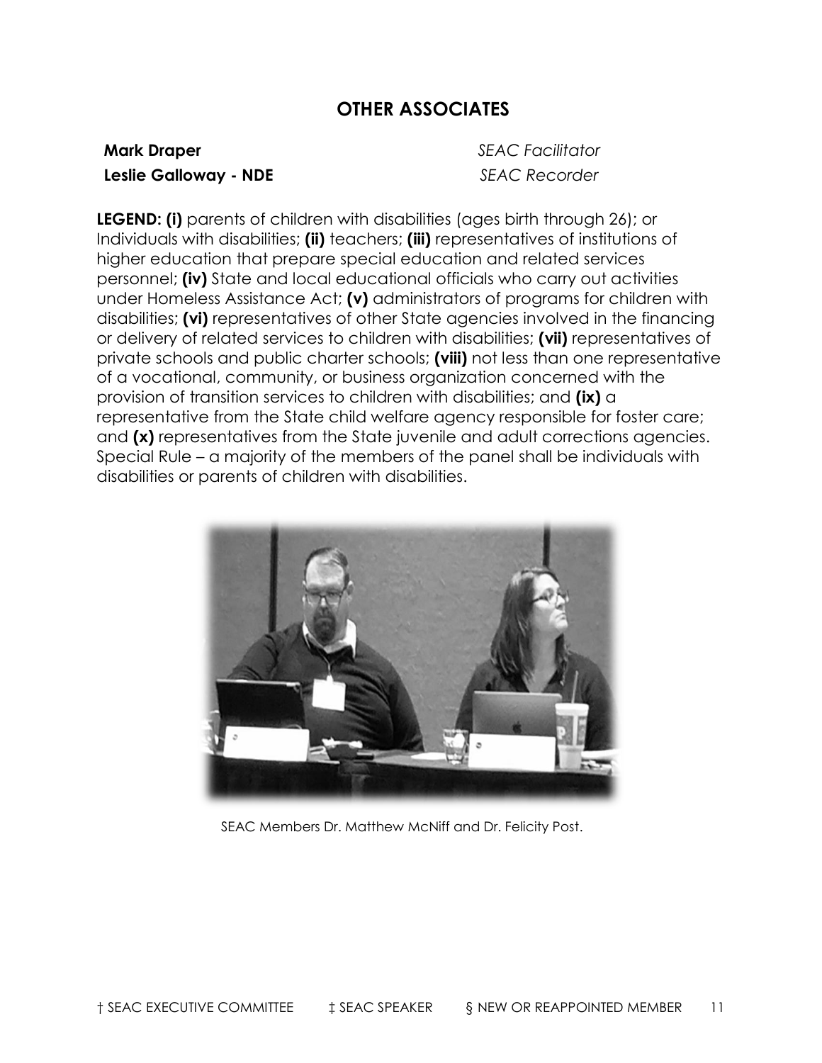## OTHER ASSOCIATES

**Mark Draper** *SEAC Facilitator*
**Leslie Galloway - NDE** *SEAC Recorder*

**LEGEND: (i)** parents of children with disabilities (ages birth through 26); or Individuals with disabilities; **(ii)** teachers; **(iii)** representatives of institutions of higher education that prepare special education and related services personnel; **(iv)** State and local educational officials who carry out activities under Homeless Assistance Act; **(v)** administrators of programs for children with disabilities; **(vi)** representatives of other State agencies involved in the financing or delivery of related services to children with disabilities; **(vii)** representatives of private schools and public charter schools; **(viii)** not less than one representative of a vocational, community, or business organization concerned with the provision of transition services to children with disabilities; and **(ix)** a representative from the State child welfare agency responsible for foster care; and **(x)** representatives from the State juvenile and adult corrections agencies. Special Rule – a majority of the members of the panel shall be individuals with disabilities or parents of children with disabilities.

SEAC Members Dr. Matthew McNiff and Dr. Felicity Post.

† SEAC EXECUTIVE COMMITTEE ‡ SEAC SPEAKER § NEW OR REAPPOINTED MEMBER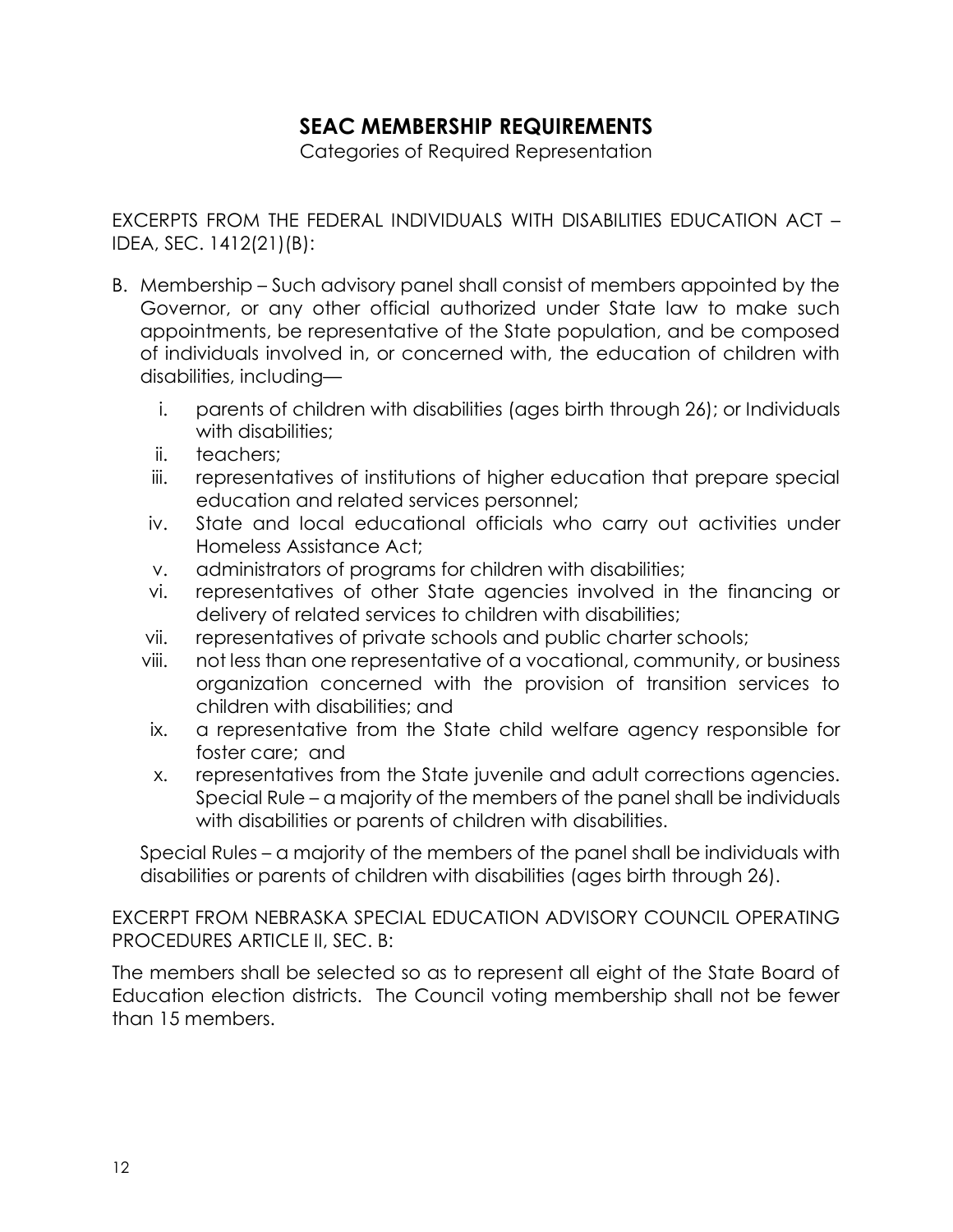# SEAC MEMBERSHIP REQUIREMENTS

Categories of Required Representation

EXCERPTS FROM THE FEDERAL INDIVIDUALS WITH DISABILITIES EDUCATION ACT – IDEA, SEC. 1412(21)(B):

B. Membership – Such advisory panel shall consist of members appointed by the Governor, or any other official authorized under State law to make such appointments, be representative of the State population, and be composed of individuals involved in, or concerned with, the education of children with disabilities, including—

   i. parents of children with disabilities (ages birth through 26); or Individuals with disabilities;
   ii. teachers;
   iii. representatives of institutions of higher education that prepare special education and related services personnel;
   iv. State and local educational officials who carry out activities under Homeless Assistance Act;
   v. administrators of programs for children with disabilities;
   vi. representatives of other State agencies involved in the financing or delivery of related services to children with disabilities;
   vii. representatives of private schools and public charter schools;
   viii. not less than one representative of a vocational, community, or business organization concerned with the provision of transition services to children with disabilities; and
   ix. a representative from the State child welfare agency responsible for foster care; and
   x. representatives from the State juvenile and adult corrections agencies. Special Rule – a majority of the members of the panel shall be individuals with disabilities or parents of children with disabilities.

   Special Rules – a majority of the members of the panel shall be individuals with disabilities or parents of children with disabilities (ages birth through 26).

EXCERPT FROM NEBRASKA SPECIAL EDUCATION ADVISORY COUNCIL OPERATING PROCEDURES ARTICLE II, SEC. B:

The members shall be selected so as to represent all eight of the State Board of Education election districts. The Council voting membership shall not be fewer than 15 members.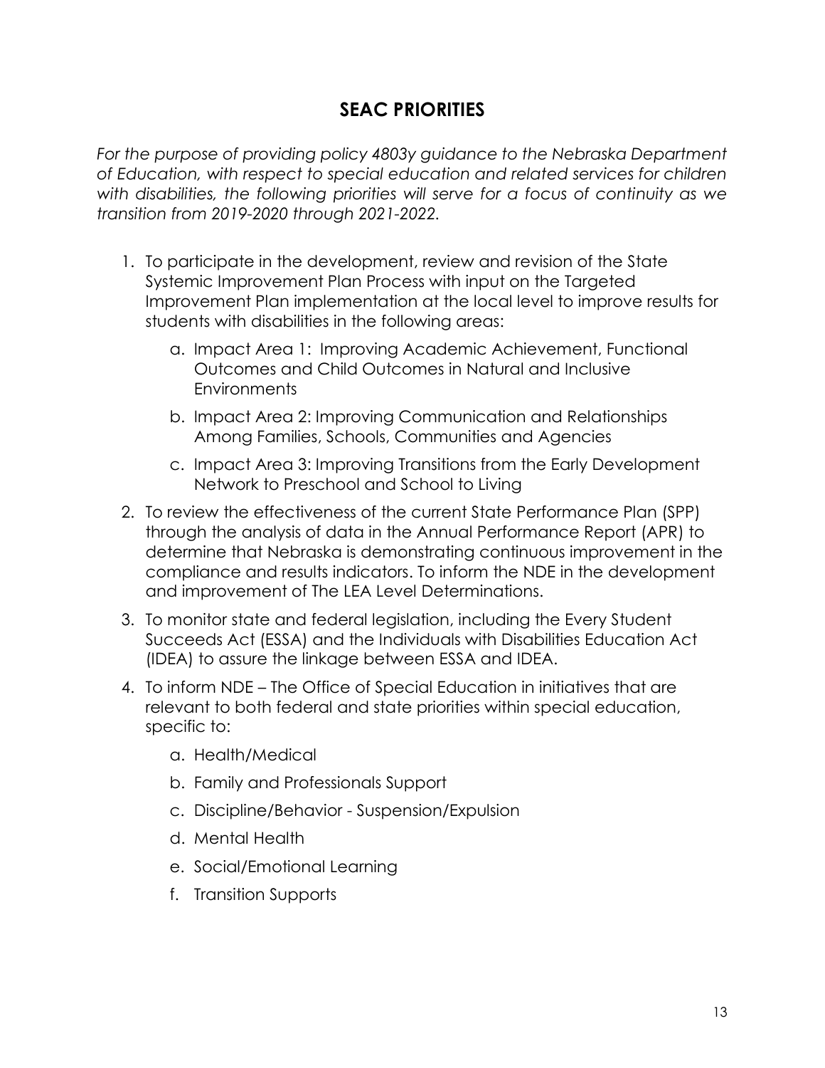## SEAC PRIORITIES

*For the purpose of providing policy 4803y guidance to the Nebraska Department of Education, with respect to special education and related services for children with disabilities, the following priorities will serve for a focus of continuity as we transition from 2019-2020 through 2021-2022.*

1. To participate in the development, review and revision of the State Systemic Improvement Plan Process with input on the Targeted Improvement Plan implementation at the local level to improve results for students with disabilities in the following areas:
    a. Impact Area 1: Improving Academic Achievement, Functional Outcomes and Child Outcomes in Natural and Inclusive Environments
    b. Impact Area 2: Improving Communication and Relationships Among Families, Schools, Communities and Agencies
    c. Impact Area 3: Improving Transitions from the Early Development Network to Preschool and School to Living
2. To review the effectiveness of the current State Performance Plan (SPP) through the analysis of data in the Annual Performance Report (APR) to determine that Nebraska is demonstrating continuous improvement in the compliance and results indicators. To inform the NDE in the development and improvement of The LEA Level Determinations.
3. To monitor state and federal legislation, including the Every Student Succeeds Act (ESSA) and the Individuals with Disabilities Education Act (IDEA) to assure the linkage between ESSA and IDEA.
4. To inform NDE – The Office of Special Education in initiatives that are relevant to both federal and state priorities within special education, specific to:
    a. Health/Medical
    b. Family and Professionals Support
    c. Discipline/Behavior - Suspension/Expulsion
    d. Mental Health
    e. Social/Emotional Learning
    f. Transition Supports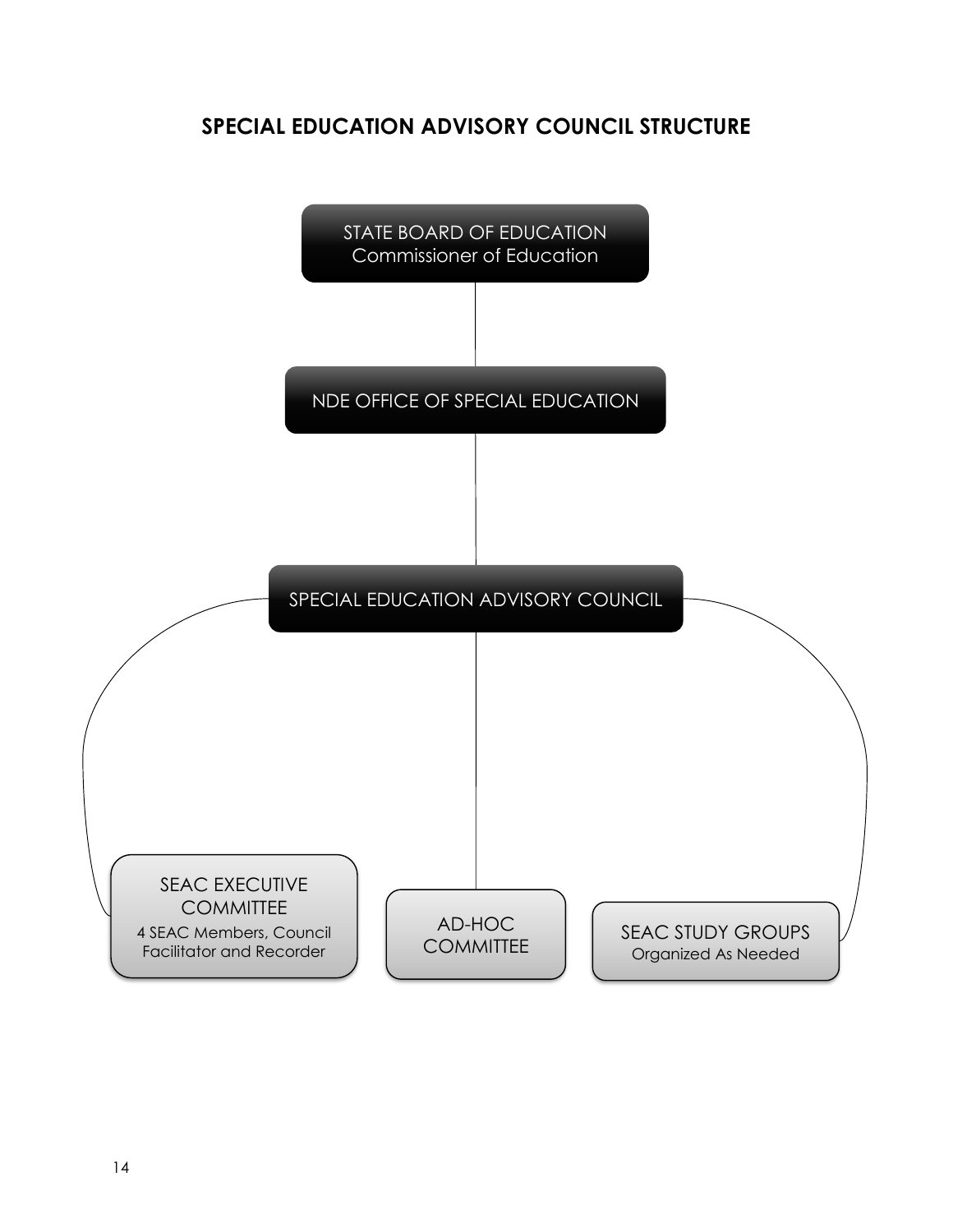## SPECIAL EDUCATION ADVISORY COUNCIL STRUCTURE

STATE BOARD OF EDUCATION
Commissioner of Education

NDE OFFICE OF SPECIAL EDUCATION

SPECIAL EDUCATION ADVISORY COUNCIL

SEAC EXECUTIVE COMMITTEE
4 SEAC Members, Council Facilitator and Recorder

AD-HOC COMMITTEE

SEAC STUDY GROUPS
Organized As Needed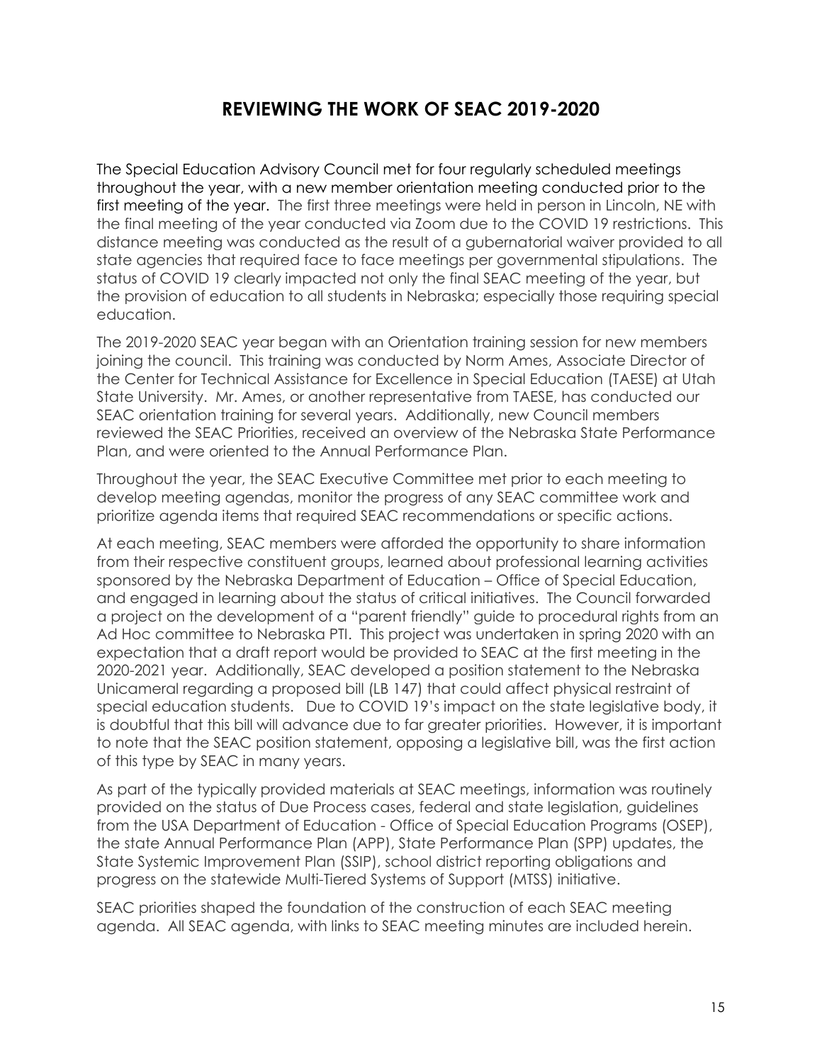# REVIEWING THE WORK OF SEAC 2019-2020

The Special Education Advisory Council met for four regularly scheduled meetings throughout the year, with a new member orientation meeting conducted prior to the first meeting of the year. The first three meetings were held in person in Lincoln, NE with the final meeting of the year conducted via Zoom due to the COVID 19 restrictions. This distance meeting was conducted as the result of a gubernatorial waiver provided to all state agencies that required face to face meetings per governmental stipulations. The status of COVID 19 clearly impacted not only the final SEAC meeting of the year, but the provision of education to all students in Nebraska; especially those requiring special education.

The 2019-2020 SEAC year began with an Orientation training session for new members joining the council. This training was conducted by Norm Ames, Associate Director of the Center for Technical Assistance for Excellence in Special Education (TAESE) at Utah State University. Mr. Ames, or another representative from TAESE, has conducted our SEAC orientation training for several years. Additionally, new Council members reviewed the SEAC Priorities, received an overview of the Nebraska State Performance Plan, and were oriented to the Annual Performance Plan.

Throughout the year, the SEAC Executive Committee met prior to each meeting to develop meeting agendas, monitor the progress of any SEAC committee work and prioritize agenda items that required SEAC recommendations or specific actions.

At each meeting, SEAC members were afforded the opportunity to share information from their respective constituent groups, learned about professional learning activities sponsored by the Nebraska Department of Education – Office of Special Education, and engaged in learning about the status of critical initiatives. The Council forwarded a project on the development of a "parent friendly" guide to procedural rights from an Ad Hoc committee to Nebraska PTI. This project was undertaken in spring 2020 with an expectation that a draft report would be provided to SEAC at the first meeting in the 2020-2021 year. Additionally, SEAC developed a position statement to the Nebraska Unicameral regarding a proposed bill (LB 147) that could affect physical restraint of special education students. Due to COVID 19's impact on the state legislative body, it is doubtful that this bill will advance due to far greater priorities. However, it is important to note that the SEAC position statement, opposing a legislative bill, was the first action of this type by SEAC in many years.

As part of the typically provided materials at SEAC meetings, information was routinely provided on the status of Due Process cases, federal and state legislation, guidelines from the USA Department of Education - Office of Special Education Programs (OSEP), the state Annual Performance Plan (APP), State Performance Plan (SPP) updates, the State Systemic Improvement Plan (SSIP), school district reporting obligations and progress on the statewide Multi-Tiered Systems of Support (MTSS) initiative.

SEAC priorities shaped the foundation of the construction of each SEAC meeting agenda. All SEAC agenda, with links to SEAC meeting minutes are included herein.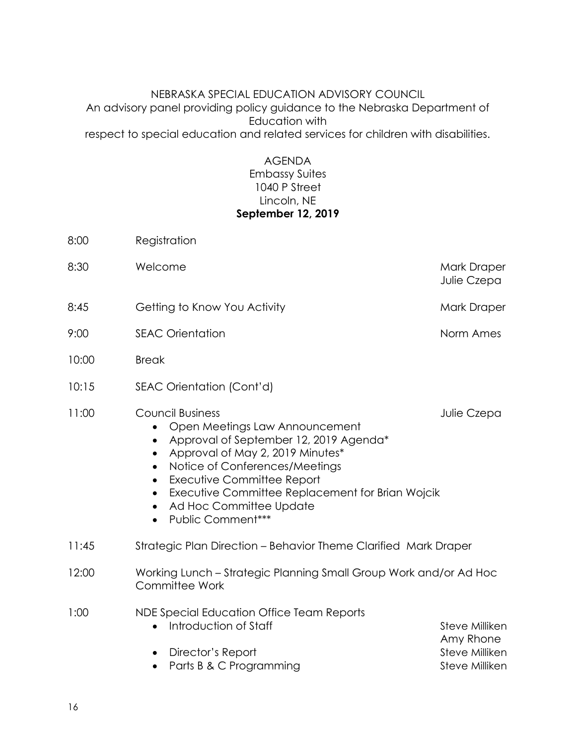NEBRASKA SPECIAL EDUCATION ADVISORY COUNCIL

An advisory panel providing policy guidance to the Nebraska Department of Education with respect to special education and related services for children with disabilities.

AGENDA
Embassy Suites
1040 P Street
Lincoln, NE
**September 12, 2019**

| | | |
|---|---|---|
| 8:00 | Registration | |
| 8:30 | Welcome | Mark Draper<br>Julie Czepa |
| 8:45 | Getting to Know You Activity | Mark Draper |
| 9:00 | SEAC Orientation | Norm Ames |
| 10:00 | Break | |
| 10:15 | SEAC Orientation (Cont'd) | |
| 11:00 | Council Business<br>• Open Meetings Law Announcement<br>• Approval of September 12, 2019 Agenda*<br>• Approval of May 2, 2019 Minutes*<br>• Notice of Conferences/Meetings<br>• Executive Committee Report<br>• Executive Committee Replacement for Brian Wojcik<br>• Ad Hoc Committee Update<br>• Public Comment*** | Julie Czepa |
| 11:45 | Strategic Plan Direction – Behavior Theme Clarified | Mark Draper |
| 12:00 | Working Lunch – Strategic Planning Small Group Work and/or Ad Hoc Committee Work | |
| 1:00 | NDE Special Education Office Team Reports<br>• Introduction of Staff<br>• Director's Report<br>• Parts B & C Programming | <br>Steve Milliken<br>Amy Rhone<br>Steve Milliken<br>Steve Milliken |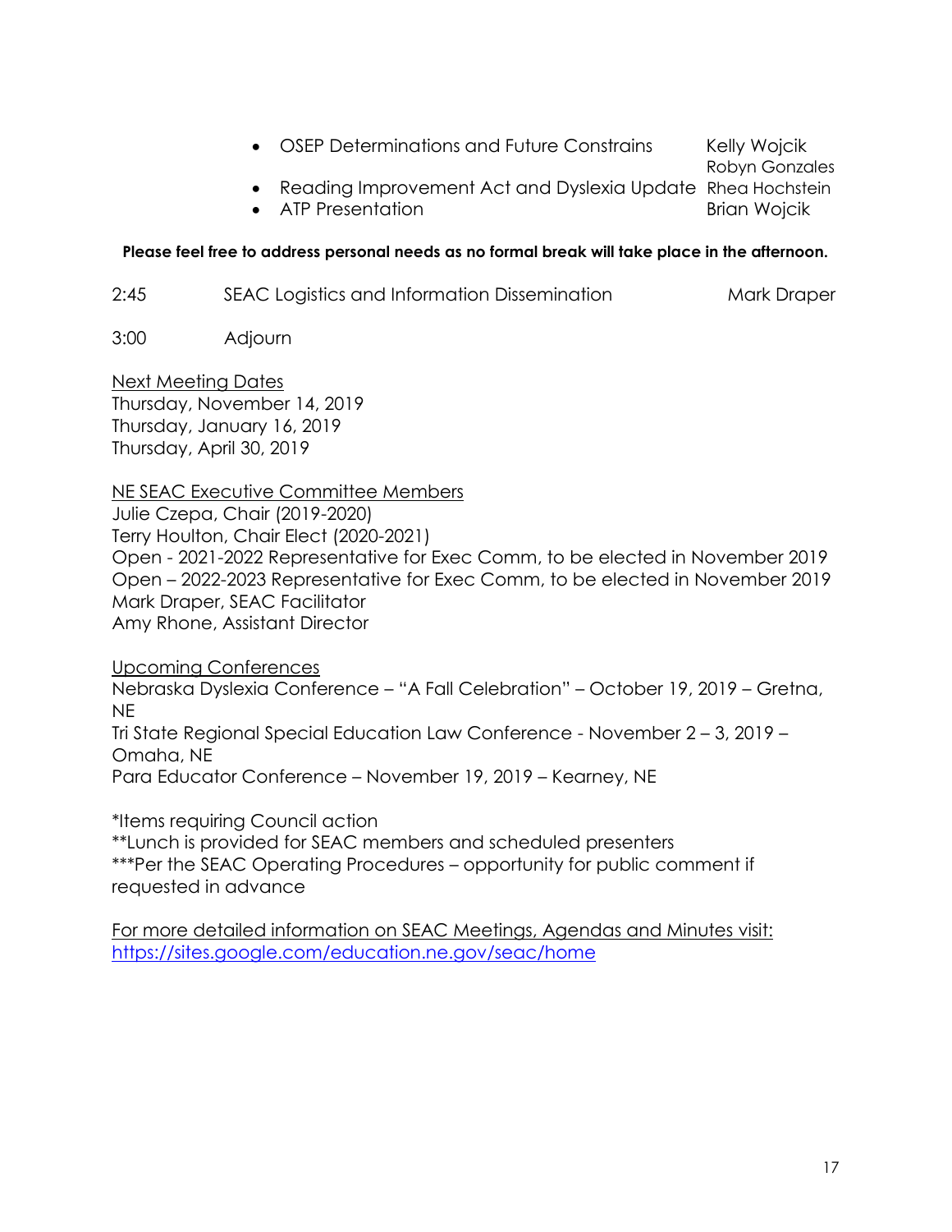- OSEP Determinations and Future Constrains — Kelly Wojcik, Robyn Gonzales
- Reading Improvement Act and Dyslexia Update — Rhea Hochstein
- ATP Presentation — Brian Wojcik

**Please feel free to address personal needs as no formal break will take place in the afternoon.**

2:45 SEAC Logistics and Information Dissemination — Mark Draper

3:00 Adjourn

Next Meeting Dates
Thursday, November 14, 2019
Thursday, January 16, 2019
Thursday, April 30, 2019

NE SEAC Executive Committee Members
Julie Czepa, Chair (2019-2020)
Terry Houlton, Chair Elect (2020-2021)
Open - 2021-2022 Representative for Exec Comm, to be elected in November 2019
Open – 2022-2023 Representative for Exec Comm, to be elected in November 2019
Mark Draper, SEAC Facilitator
Amy Rhone, Assistant Director

Upcoming Conferences
Nebraska Dyslexia Conference – "A Fall Celebration" – October 19, 2019 – Gretna, NE
Tri State Regional Special Education Law Conference - November 2 – 3, 2019 – Omaha, NE
Para Educator Conference – November 19, 2019 – Kearney, NE

*Items requiring Council action
**Lunch is provided for SEAC members and scheduled presenters
***Per the SEAC Operating Procedures – opportunity for public comment if requested in advance

For more detailed information on SEAC Meetings, Agendas and Minutes visit:
https://sites.google.com/education.ne.gov/seac/home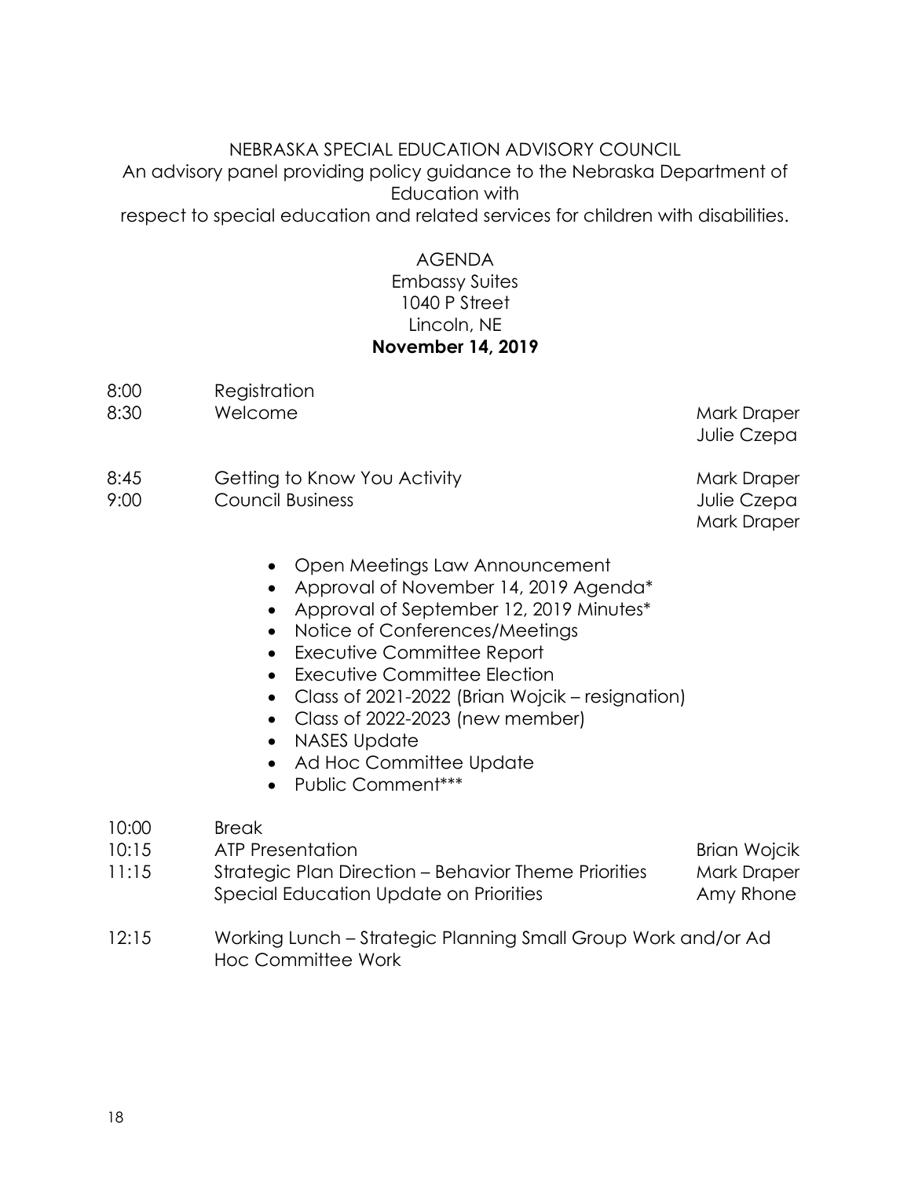NEBRASKA SPECIAL EDUCATION ADVISORY COUNCIL

An advisory panel providing policy guidance to the Nebraska Department of Education with respect to special education and related services for children with disabilities.

AGENDA
Embassy Suites
1040 P Street
Lincoln, NE
**November 14, 2019**

| | | |
|---|---|---|
| 8:00 | Registration | |
| 8:30 | Welcome | Mark Draper<br>Julie Czepa |
| 8:45 | Getting to Know You Activity | Mark Draper |
| 9:00 | Council Business | Julie Czepa<br>Mark Draper |

- Open Meetings Law Announcement
- Approval of November 14, 2019 Agenda*
- Approval of September 12, 2019 Minutes*
- Notice of Conferences/Meetings
- Executive Committee Report
- Executive Committee Election
- Class of 2021-2022 (Brian Wojcik – resignation)
- Class of 2022-2023 (new member)
- NASES Update
- Ad Hoc Committee Update
- Public Comment***

| | | |
|---|---|---|
| 10:00 | Break | |
| 10:15 | ATP Presentation | Brian Wojcik |
| 11:15 | Strategic Plan Direction – Behavior Theme Priorities<br>Special Education Update on Priorities | Mark Draper<br>Amy Rhone |
| 12:15 | Working Lunch – Strategic Planning Small Group Work and/or Ad Hoc Committee Work | |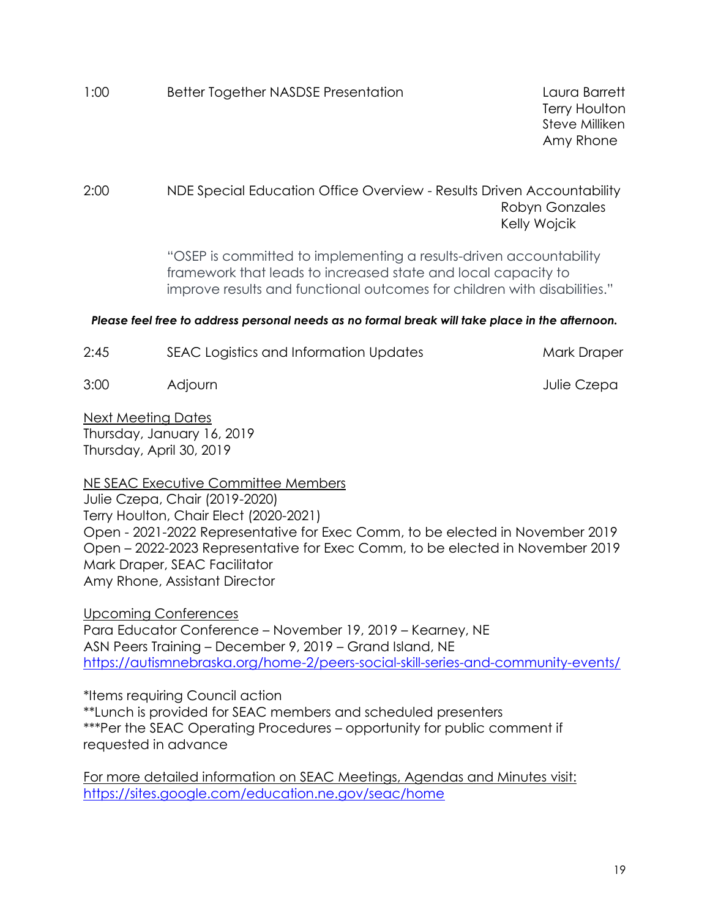| | | |
|---|---|---|
| 1:00 | Better Together NASDSE Presentation | Laura Barrett<br>Terry Houlton<br>Steve Milliken<br>Amy Rhone |
| 2:00 | NDE Special Education Office Overview - Results Driven Accountability | Robyn Gonzales<br>Kelly Wojcik |

"OSEP is committed to implementing a results-driven accountability framework that leads to increased state and local capacity to improve results and functional outcomes for children with disabilities."

***Please feel free to address personal needs as no formal break will take place in the afternoon.***

| | | |
|---|---|---|
| 2:45 | SEAC Logistics and Information Updates | Mark Draper |
| 3:00 | Adjourn | Julie Czepa |

Next Meeting Dates
Thursday, January 16, 2019
Thursday, April 30, 2019

NE SEAC Executive Committee Members
Julie Czepa, Chair (2019-2020)
Terry Houlton, Chair Elect (2020-2021)
Open - 2021-2022 Representative for Exec Comm, to be elected in November 2019
Open – 2022-2023 Representative for Exec Comm, to be elected in November 2019
Mark Draper, SEAC Facilitator
Amy Rhone, Assistant Director

Upcoming Conferences
Para Educator Conference – November 19, 2019 – Kearney, NE
ASN Peers Training – December 9, 2019 – Grand Island, NE
https://autismnebraska.org/home-2/peers-social-skill-series-and-community-events/

*Items requiring Council action
**Lunch is provided for SEAC members and scheduled presenters
***Per the SEAC Operating Procedures – opportunity for public comment if requested in advance

For more detailed information on SEAC Meetings, Agendas and Minutes visit:
https://sites.google.com/education.ne.gov/seac/home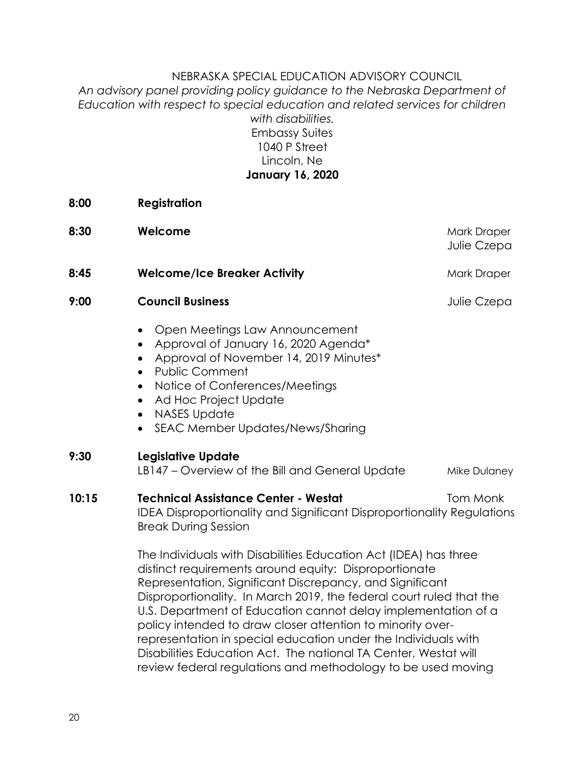NEBRASKA SPECIAL EDUCATION ADVISORY COUNCIL

*An advisory panel providing policy guidance to the Nebraska Department of Education with respect to special education and related services for children with disabilities.*

Embassy Suites
1040 P Street
Lincoln, Ne

**January 16, 2020**

**8:00** **Registration**

**8:30** **Welcome** — Mark Draper, Julie Czepa

**8:45** **Welcome/Ice Breaker Activity** — Mark Draper

**9:00** **Council Business** — Julie Czepa

- Open Meetings Law Announcement
- Approval of January 16, 2020 Agenda*
- Approval of November 14, 2019 Minutes*
- Public Comment
- Notice of Conferences/Meetings
- Ad Hoc Project Update
- NASES Update
- SEAC Member Updates/News/Sharing

**9:30** **Legislative Update**
LB147 – Overview of the Bill and General Update — Mike Dulaney

**10:15** **Technical Assistance Center - Westat** — Tom Monk
IDEA Disproportionality and Significant Disproportionality Regulations
Break During Session

The Individuals with Disabilities Education Act (IDEA) has three distinct requirements around equity: Disproportionate Representation, Significant Discrepancy, and Significant Disproportionality. In March 2019, the federal court ruled that the U.S. Department of Education cannot delay implementation of a policy intended to draw closer attention to minority over-representation in special education under the Individuals with Disabilities Education Act. The national TA Center, Westat will review federal regulations and methodology to be used moving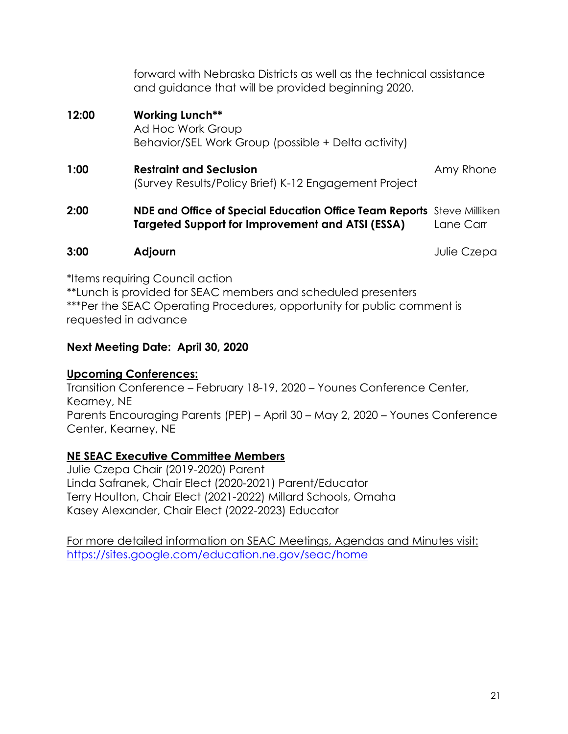| | | |
|---|---|---|
| | forward with Nebraska Districts as well as the technical assistance and guidance that will be provided beginning 2020. | |
| **12:00** | **Working Lunch**** <br>Ad Hoc Work Group<br>Behavior/SEL Work Group (possible + Delta activity) | |
| **1:00** | **Restraint and Seclusion**<br>(Survey Results/Policy Brief) K-12 Engagement Project | Amy Rhone |
| **2:00** | **NDE and Office of Special Education Office Team Reports**<br>**Targeted Support for Improvement and ATSI (ESSA)** | Steve Milliken<br>Lane Carr |
| **3:00** | **Adjourn** | Julie Czepa |

*Items requiring Council action
**Lunch is provided for SEAC members and scheduled presenters
***Per the SEAC Operating Procedures, opportunity for public comment is requested in advance

**Next Meeting Date: April 30, 2020**

**Upcoming Conferences:**
Transition Conference – February 18-19, 2020 – Younes Conference Center, Kearney, NE
Parents Encouraging Parents (PEP) – April 30 – May 2, 2020 – Younes Conference Center, Kearney, NE

**NE SEAC Executive Committee Members**
Julie Czepa Chair (2019-2020) Parent
Linda Safranek, Chair Elect (2020-2021) Parent/Educator
Terry Houlton, Chair Elect (2021-2022) Millard Schools, Omaha
Kasey Alexander, Chair Elect (2022-2023) Educator

For more detailed information on SEAC Meetings, Agendas and Minutes visit:
https://sites.google.com/education.ne.gov/seac/home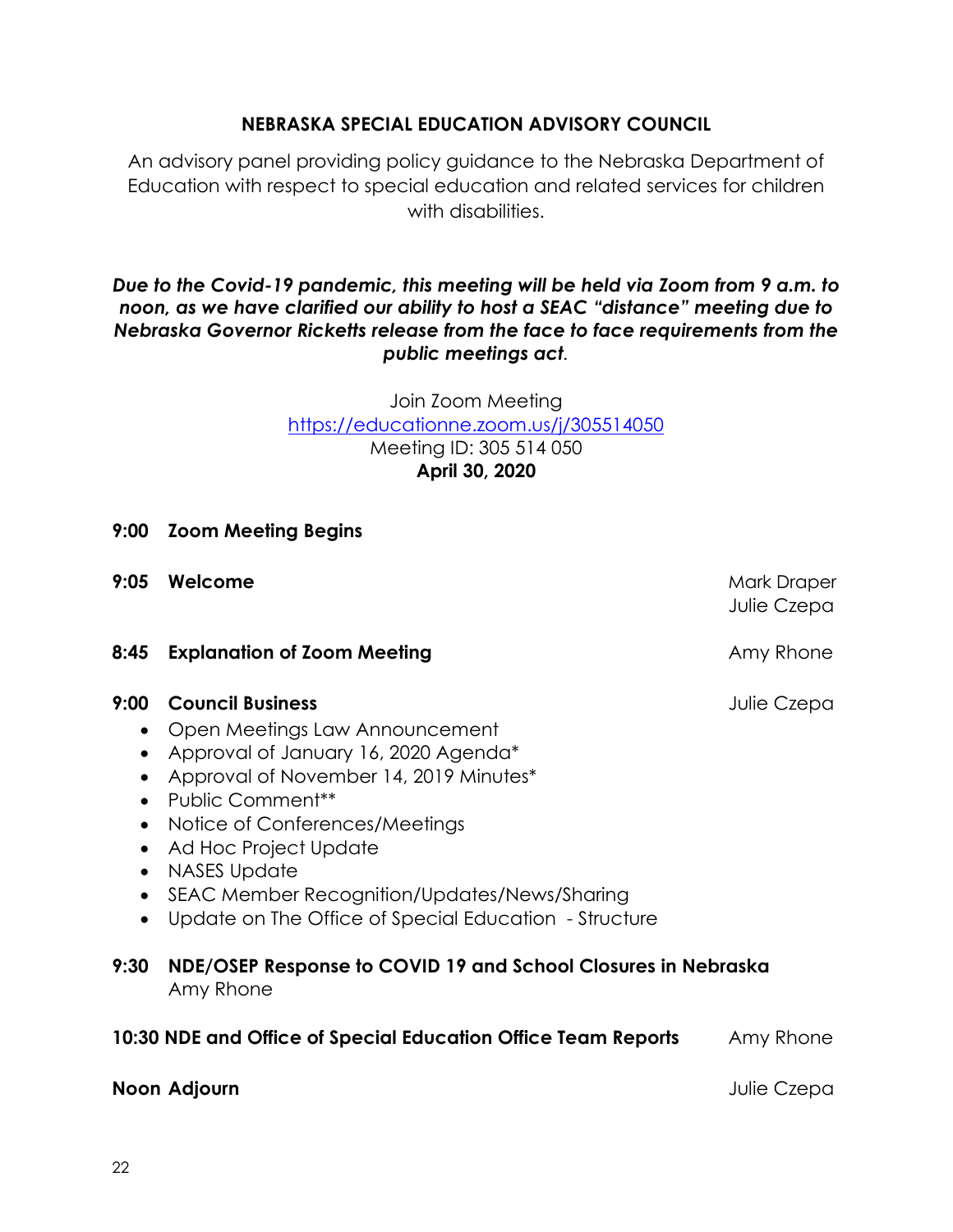# NEBRASKA SPECIAL EDUCATION ADVISORY COUNCIL

An advisory panel providing policy guidance to the Nebraska Department of Education with respect to special education and related services for children with disabilities.

***Due to the Covid-19 pandemic, this meeting will be held via Zoom from 9 a.m. to noon, as we have clarified our ability to host a SEAC "distance" meeting due to Nebraska Governor Ricketts release from the face to face requirements from the public meetings act*.**

Join Zoom Meeting
https://educationne.zoom.us/j/305514050
Meeting ID: 305 514 050
**April 30, 2020**

**9:00 Zoom Meeting Begins**

**9:05 Welcome** — Mark Draper, Julie Czepa

**8:45 Explanation of Zoom Meeting** — Amy Rhone

**9:00 Council Business** — Julie Czepa

- Open Meetings Law Announcement
- Approval of January 16, 2020 Agenda*
- Approval of November 14, 2019 Minutes*
- Public Comment**
- Notice of Conferences/Meetings
- Ad Hoc Project Update
- NASES Update
- SEAC Member Recognition/Updates/News/Sharing
- Update on The Office of Special Education - Structure

**9:30 NDE/OSEP Response to COVID 19 and School Closures in Nebraska**
Amy Rhone

**10:30 NDE and Office of Special Education Office Team Reports** — Amy Rhone

**Noon Adjourn** — Julie Czepa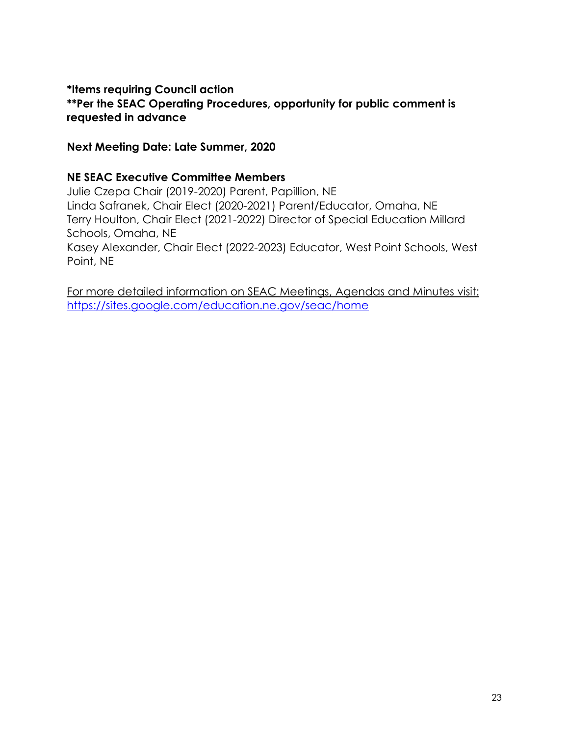**\*Items requiring Council action**
**\*\*Per the SEAC Operating Procedures, opportunity for public comment is requested in advance**

**Next Meeting Date: Late Summer, 2020**

**NE SEAC Executive Committee Members**
Julie Czepa Chair (2019-2020) Parent, Papillion, NE
Linda Safranek, Chair Elect (2020-2021) Parent/Educator, Omaha, NE
Terry Houlton, Chair Elect (2021-2022) Director of Special Education Millard Schools, Omaha, NE
Kasey Alexander, Chair Elect (2022-2023) Educator, West Point Schools, West Point, NE

For more detailed information on SEAC Meetings, Agendas and Minutes visit:
[https://sites.google.com/education.ne.gov/seac/home](https://sites.google.com/education.ne.gov/seac/home)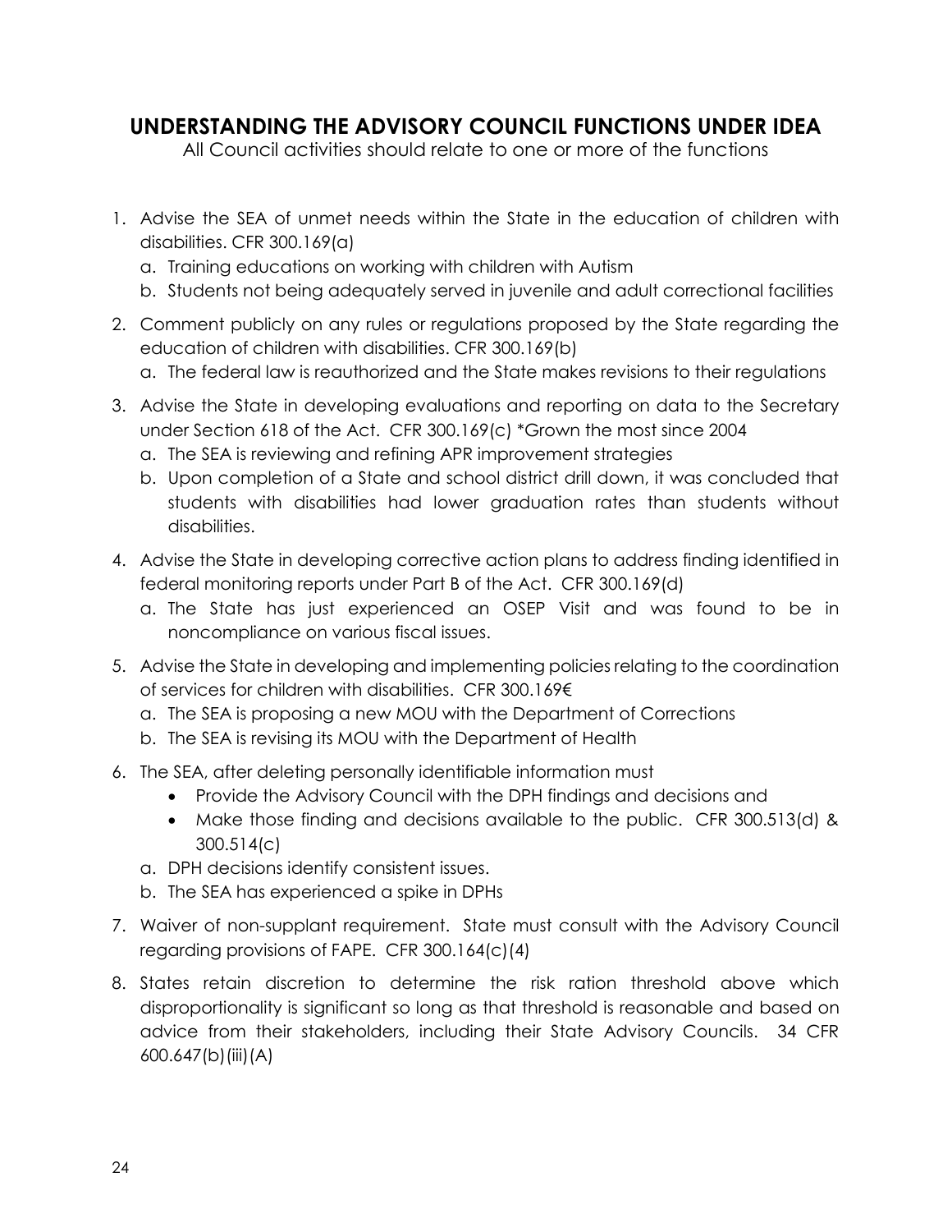# UNDERSTANDING THE ADVISORY COUNCIL FUNCTIONS UNDER IDEA

All Council activities should relate to one or more of the functions

1. Advise the SEA of unmet needs within the State in the education of children with disabilities. CFR 300.169(a)
   a. Training educations on working with children with Autism
   b. Students not being adequately served in juvenile and adult correctional facilities
2. Comment publicly on any rules or regulations proposed by the State regarding the education of children with disabilities. CFR 300.169(b)
   a. The federal law is reauthorized and the State makes revisions to their regulations
3. Advise the State in developing evaluations and reporting on data to the Secretary under Section 618 of the Act. CFR 300.169(c) *Grown the most since 2004
   a. The SEA is reviewing and refining APR improvement strategies
   b. Upon completion of a State and school district drill down, it was concluded that students with disabilities had lower graduation rates than students without disabilities.
4. Advise the State in developing corrective action plans to address finding identified in federal monitoring reports under Part B of the Act. CFR 300.169(d)
   a. The State has just experienced an OSEP Visit and was found to be in noncompliance on various fiscal issues.
5. Advise the State in developing and implementing policies relating to the coordination of services for children with disabilities. CFR 300.169€
   a. The SEA is proposing a new MOU with the Department of Corrections
   b. The SEA is revising its MOU with the Department of Health
6. The SEA, after deleting personally identifiable information must
   - Provide the Advisory Council with the DPH findings and decisions and
   - Make those finding and decisions available to the public. CFR 300.513(d) & 300.514(c)

   a. DPH decisions identify consistent issues.
   b. The SEA has experienced a spike in DPHs
7. Waiver of non-supplant requirement. State must consult with the Advisory Council regarding provisions of FAPE. CFR 300.164(c)(4)
8. States retain discretion to determine the risk ration threshold above which disproportionality is significant so long as that threshold is reasonable and based on advice from their stakeholders, including their State Advisory Councils. 34 CFR 600.647(b)(iii)(A)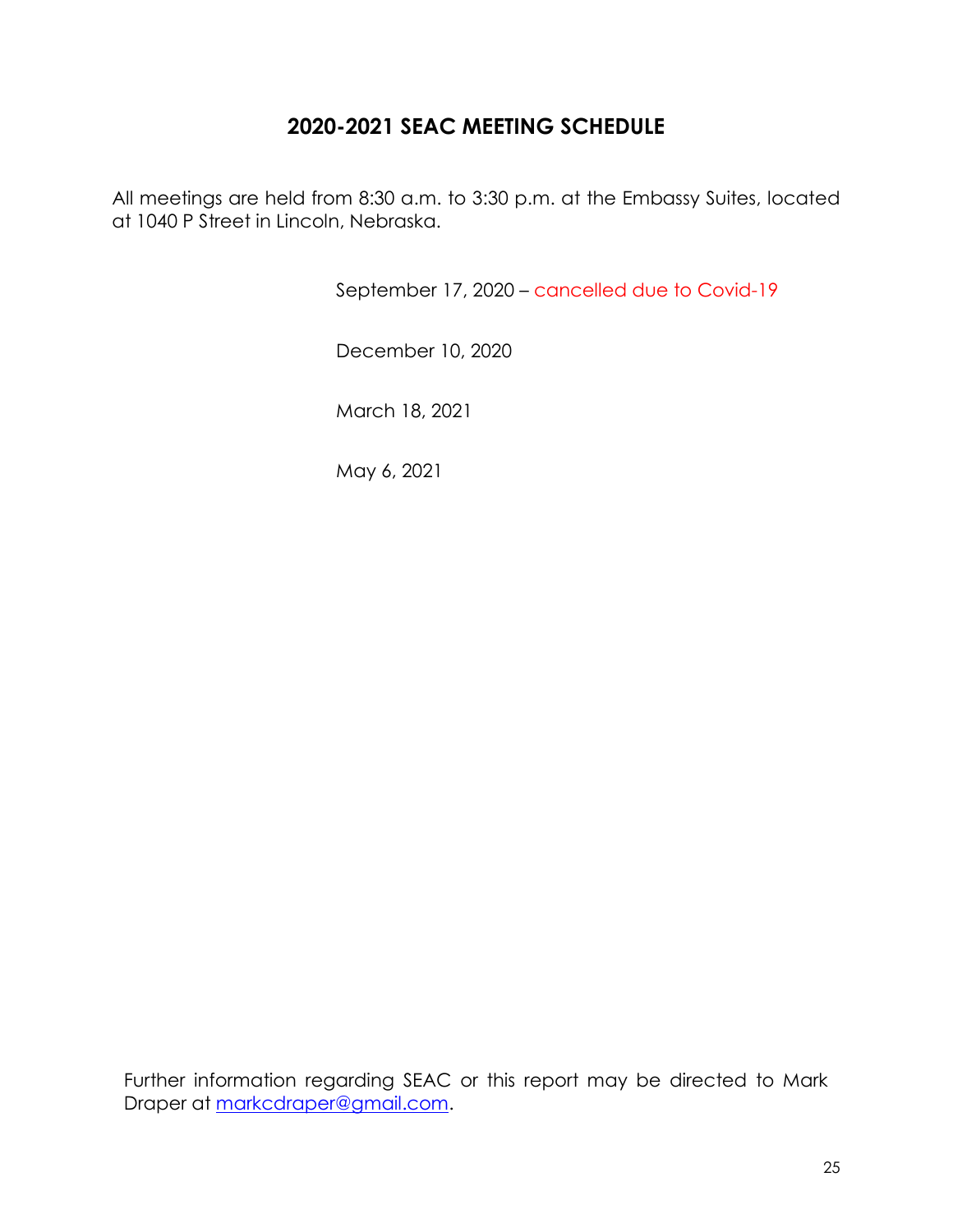## 2020-2021 SEAC MEETING SCHEDULE

All meetings are held from 8:30 a.m. to 3:30 p.m. at the Embassy Suites, located at 1040 P Street in Lincoln, Nebraska.

September 17, 2020 – cancelled due to Covid-19

December 10, 2020

March 18, 2021

May 6, 2021

Further information regarding SEAC or this report may be directed to Mark Draper at markcdraper@gmail.com.